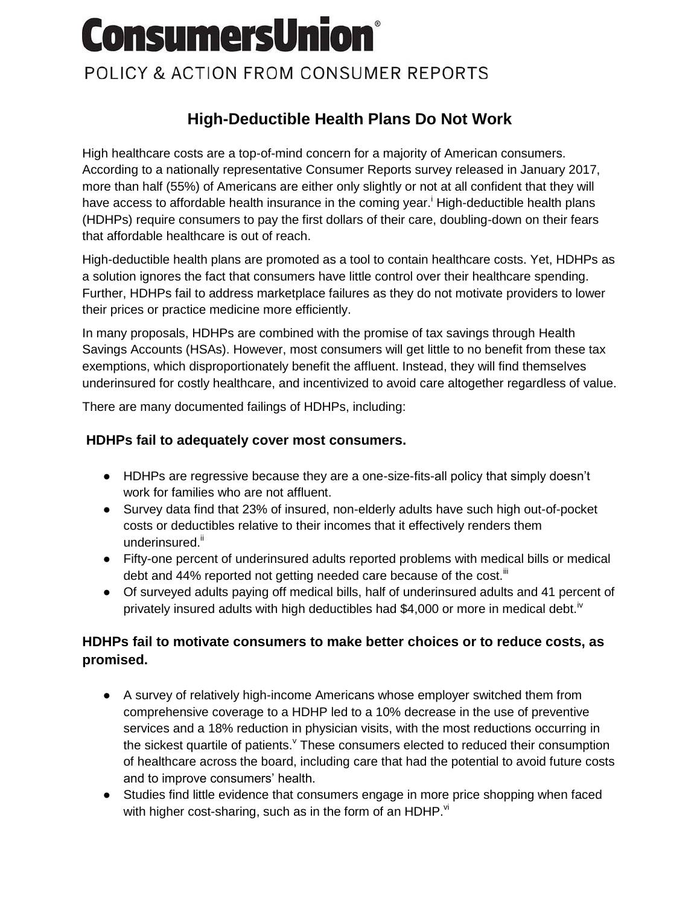# ConsumersUnion®

POLICY & ACTION FROM CONSUMER REPORTS

## High-Deductible Health Plans Do Not Work

High healthcare costs are a top-of-mind concern for a majority of American consumers. According to a nationally representative Consumer Reports survey released in January 2017, more than half (55%) of Americans are either only slightly or not at all confident that they will have access to affordable health insurance in the coming year.[i] High-deductible health plans (HDHPs) require consumers to pay the first dollars of their care, doubling-down on their fears that affordable healthcare is out of reach.

High-deductible health plans are promoted as a tool to contain healthcare costs. Yet, HDHPs as a solution ignores the fact that consumers have little control over their healthcare spending. Further, HDHPs fail to address marketplace failures as they do not motivate providers to lower their prices or practice medicine more efficiently.

In many proposals, HDHPs are combined with the promise of tax savings through Health Savings Accounts (HSAs). However, most consumers will get little to no benefit from these tax exemptions, which disproportionately benefit the affluent. Instead, they will find themselves underinsured for costly healthcare, and incentivized to avoid care altogether regardless of value.

There are many documented failings of HDHPs, including:

### HDHPs fail to adequately cover most consumers.

- HDHPs are regressive because they are a one-size-fits-all policy that simply doesn't work for families who are not affluent.
- Survey data find that 23% of insured, non-elderly adults have such high out-of-pocket costs or deductibles relative to their incomes that it effectively renders them underinsured.[ii]
- Fifty-one percent of underinsured adults reported problems with medical bills or medical debt and 44% reported not getting needed care because of the cost.[iii]
- Of surveyed adults paying off medical bills, half of underinsured adults and 41 percent of privately insured adults with high deductibles had $4,000 or more in medical debt.[iv]

### HDHPs fail to motivate consumers to make better choices or to reduce costs, as promised.

- A survey of relatively high-income Americans whose employer switched them from comprehensive coverage to a HDHP led to a 10% decrease in the use of preventive services and a 18% reduction in physician visits, with the most reductions occurring in the sickest quartile of patients.[v] These consumers elected to reduced their consumption of healthcare across the board, including care that had the potential to avoid future costs and to improve consumers' health.
- Studies find little evidence that consumers engage in more price shopping when faced with higher cost-sharing, such as in the form of an HDHP.[vi]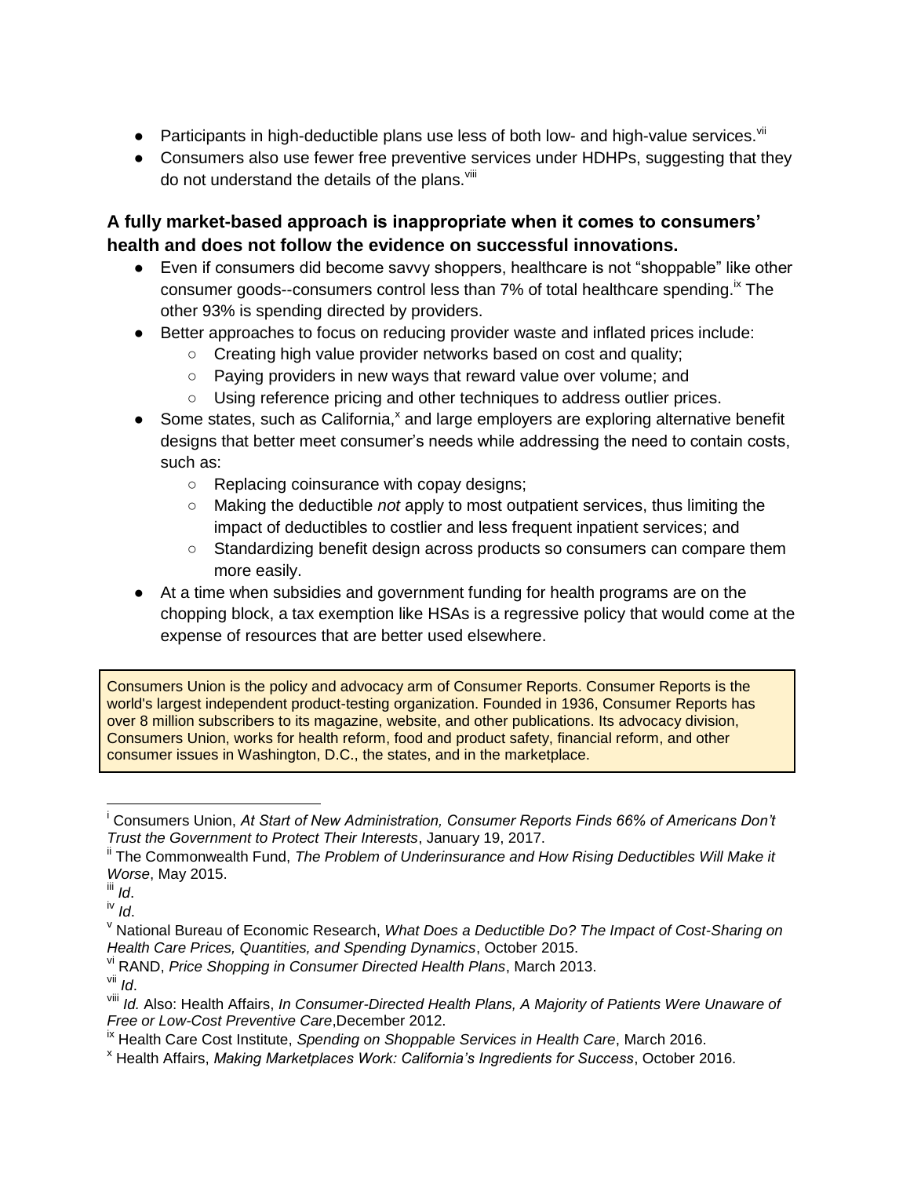- Participants in high-deductible plans use less of both low- and high-value services.[vii]
- Consumers also use fewer free preventive services under HDHPs, suggesting that they do not understand the details of the plans.[viii]

**A fully market-based approach is inappropriate when it comes to consumers' health and does not follow the evidence on successful innovations.**

- Even if consumers did become savvy shoppers, healthcare is not "shoppable" like other consumer goods--consumers control less than 7% of total healthcare spending.[ix] The other 93% is spending directed by providers.
- Better approaches to focus on reducing provider waste and inflated prices include:
  - Creating high value provider networks based on cost and quality;
  - Paying providers in new ways that reward value over volume; and
  - Using reference pricing and other techniques to address outlier prices.
- Some states, such as California,[x] and large employers are exploring alternative benefit designs that better meet consumer's needs while addressing the need to contain costs, such as:
  - Replacing coinsurance with copay designs;
  - Making the deductible *not* apply to most outpatient services, thus limiting the impact of deductibles to costlier and less frequent inpatient services; and
  - Standardizing benefit design across products so consumers can compare them more easily.
- At a time when subsidies and government funding for health programs are on the chopping block, a tax exemption like HSAs is a regressive policy that would come at the expense of resources that are better used elsewhere.

Consumers Union is the policy and advocacy arm of Consumer Reports. Consumer Reports is the world's largest independent product-testing organization. Founded in 1936, Consumer Reports has over 8 million subscribers to its magazine, website, and other publications. Its advocacy division, Consumers Union, works for health reform, food and product safety, financial reform, and other consumer issues in Washington, D.C., the states, and in the marketplace.

---

[i] Consumers Union, *At Start of New Administration, Consumer Reports Finds 66% of Americans Don't Trust the Government to Protect Their Interests*, January 19, 2017.

[ii] The Commonwealth Fund, *The Problem of Underinsurance and How Rising Deductibles Will Make it Worse*, May 2015.

[iii] *Id*.

[iv] *Id*.

[v] National Bureau of Economic Research, *What Does a Deductible Do? The Impact of Cost-Sharing on Health Care Prices, Quantities, and Spending Dynamics*, October 2015.

[vi] RAND, *Price Shopping in Consumer Directed Health Plans*, March 2013.

[vii] *Id*.

[viii] *Id.* Also: Health Affairs, *In Consumer-Directed Health Plans, A Majority of Patients Were Unaware of Free or Low-Cost Preventive Care*,December 2012.

[ix] Health Care Cost Institute, *Spending on Shoppable Services in Health Care*, March 2016.

[x] Health Affairs, *Making Marketplaces Work: California's Ingredients for Success*, October 2016.